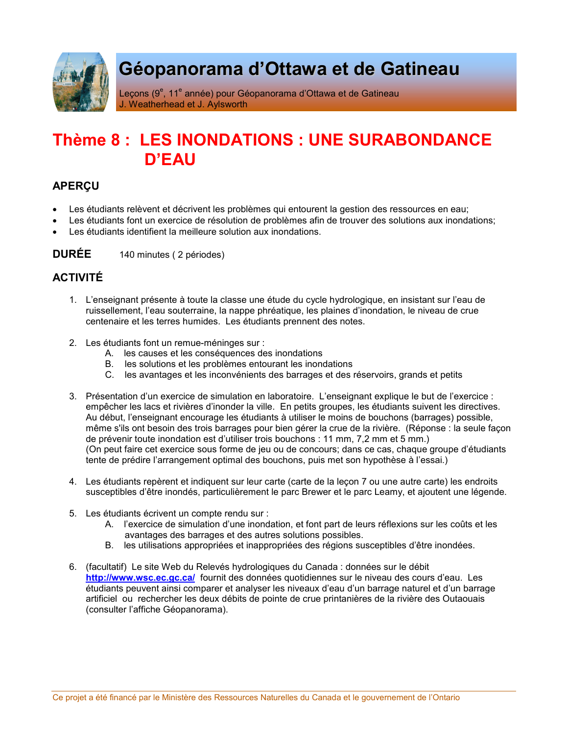# Géopanorama d'Ottawa et de Gatineau

Leçons (9e, 11e année) pour Géopanorama d'Ottawa et de Gatineau
J. Weatherhead et J. Aylsworth

## Thème 8 : LES INONDATIONS : UNE SURABONDANCE D'EAU

### APERÇU

- Les étudiants relèvent et décrivent les problèmes qui entourent la gestion des ressources en eau;
- Les étudiants font un exercice de résolution de problèmes afin de trouver des solutions aux inondations;
- Les étudiants identifient la meilleure solution aux inondations.

### DURÉE

140 minutes ( 2 périodes)

### ACTIVITÉ

1. L'enseignant présente à toute la classe une étude du cycle hydrologique, en insistant sur l'eau de ruissellement, l'eau souterraine, la nappe phréatique, les plaines d'inondation, le niveau de crue centenaire et les terres humides. Les étudiants prennent des notes.

2. Les étudiants font un remue-méninges sur :
   A. les causes et les conséquences des inondations
   B. les solutions et les problèmes entourant les inondations
   C. les avantages et les inconvénients des barrages et des réservoirs, grands et petits

3. Présentation d'un exercice de simulation en laboratoire. L'enseignant explique le but de l'exercice : empêcher les lacs et rivières d'inonder la ville. En petits groupes, les étudiants suivent les directives. Au début, l'enseignant encourage les étudiants à utiliser le moins de bouchons (barrages) possible, même s'ils ont besoin des trois barrages pour bien gérer la crue de la rivière. (Réponse : la seule façon de prévenir toute inondation est d'utiliser trois bouchons : 11 mm, 7,2 mm et 5 mm.)
   (On peut faire cet exercice sous forme de jeu ou de concours; dans ce cas, chaque groupe d'étudiants tente de prédire l'arrangement optimal des bouchons, puis met son hypothèse à l'essai.)

4. Les étudiants repèrent et indiquent sur leur carte (carte de la leçon 7 ou une autre carte) les endroits susceptibles d'être inondés, particulièrement le parc Brewer et le parc Leamy, et ajoutent une légende.

5. Les étudiants écrivent un compte rendu sur :
   A. l'exercice de simulation d'une inondation, et font part de leurs réflexions sur les coûts et les avantages des barrages et des autres solutions possibles.
   B. les utilisations appropriées et inappropriées des régions susceptibles d'être inondées.

6. (facultatif) Le site Web du Relevés hydrologiques du Canada : données sur le débit http://www.wsc.ec.gc.ca/ fournit des données quotidiennes sur le niveau des cours d'eau. Les étudiants peuvent ainsi comparer et analyser les niveaux d'eau d'un barrage naturel et d'un barrage artificiel ou rechercher les deux débits de pointe de crue printanières de la rivière des Outaouais (consulter l'affiche Géopanorama).

Ce projet a été financé par le Ministère des Ressources Naturelles du Canada et le gouvernement de l'Ontario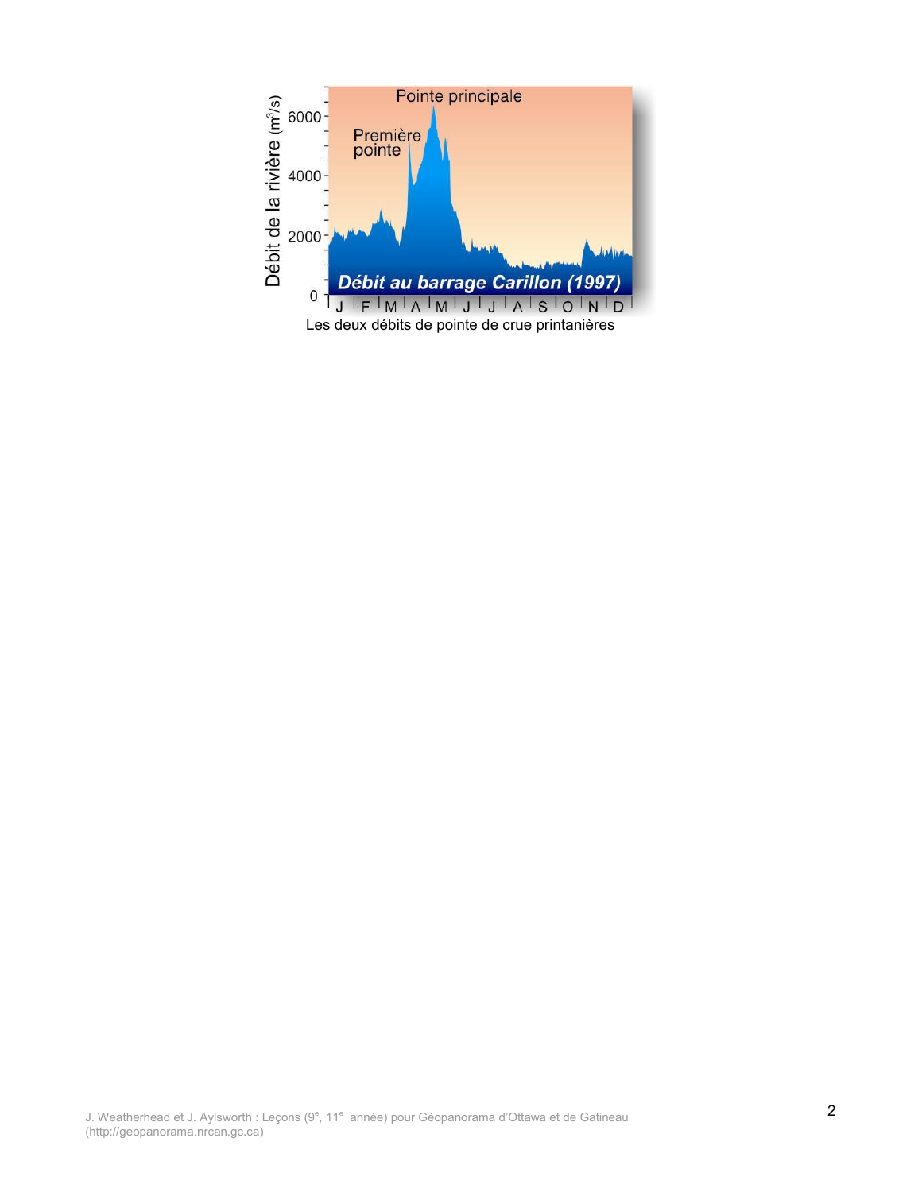Les deux débits de pointe de crue printanières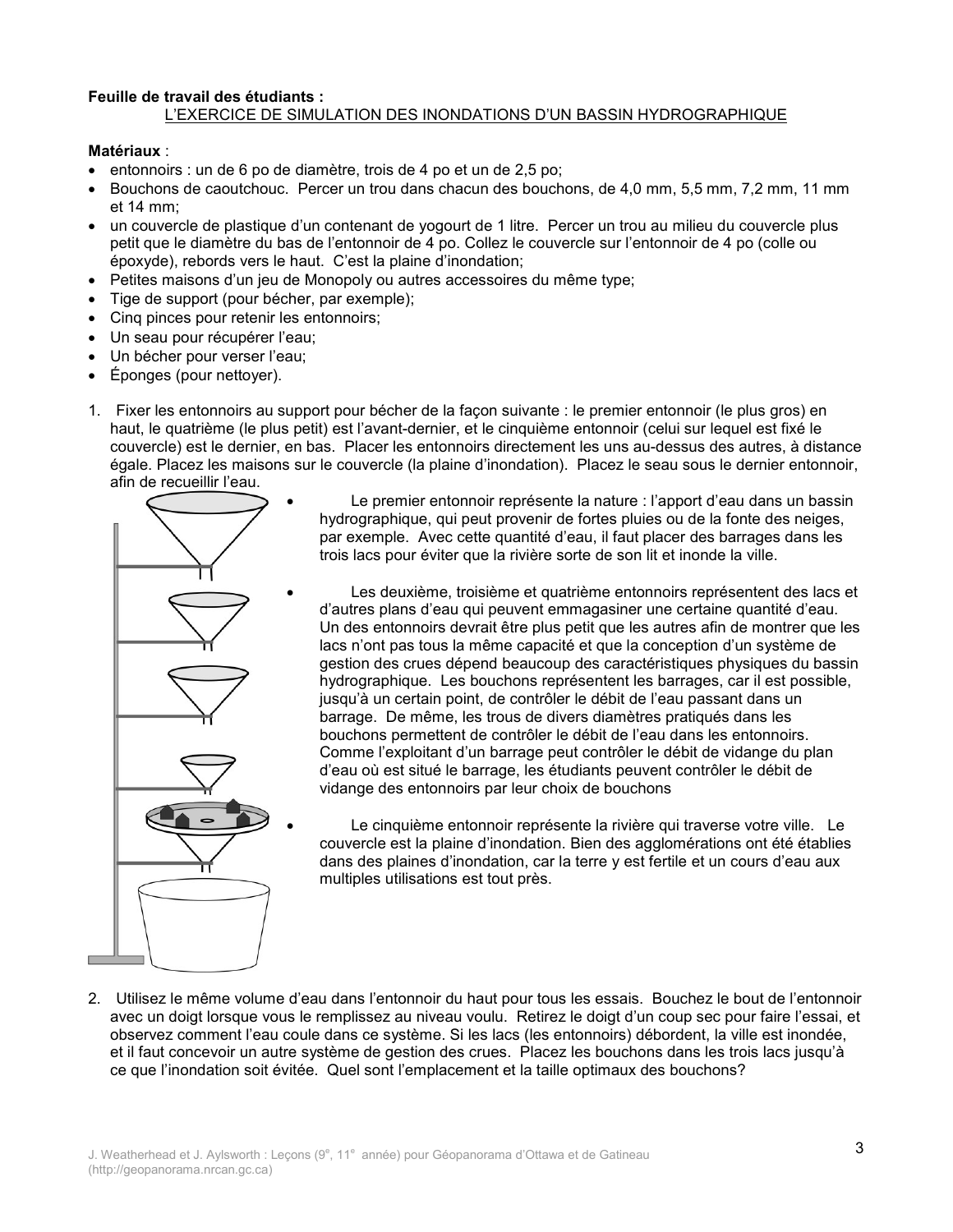**Feuille de travail des étudiants :**

L'EXERCICE DE SIMULATION DES INONDATIONS D'UN BASSIN HYDROGRAPHIQUE

**Matériaux** :

- entonnoirs : un de 6 po de diamètre, trois de 4 po et un de 2,5 po;
- Bouchons de caoutchouc. Percer un trou dans chacun des bouchons, de 4,0 mm, 5,5 mm, 7,2 mm, 11 mm et 14 mm;
- un couvercle de plastique d'un contenant de yogourt de 1 litre. Percer un trou au milieu du couvercle plus petit que le diamètre du bas de l'entonnoir de 4 po. Collez le couvercle sur l'entonnoir de 4 po (colle ou époxyde), rebords vers le haut. C'est la plaine d'inondation;
- Petites maisons d'un jeu de Monopoly ou autres accessoires du même type;
- Tige de support (pour bécher, par exemple);
- Cinq pinces pour retenir les entonnoirs;
- Un seau pour récupérer l'eau;
- Un bécher pour verser l'eau;
- Éponges (pour nettoyer).

1. Fixer les entonnoirs au support pour bécher de la façon suivante : le premier entonnoir (le plus gros) en haut, le quatrième (le plus petit) est l'avant-dernier, et le cinquième entonnoir (celui sur lequel est fixé le couvercle) est le dernier, en bas. Placer les entonnoirs directement les uns au-dessus des autres, à distance égale. Placez les maisons sur le couvercle (la plaine d'inondation). Placez le seau sous le dernier entonnoir, afin de recueillir l'eau.

   - Le premier entonnoir représente la nature : l'apport d'eau dans un bassin hydrographique, qui peut provenir de fortes pluies ou de la fonte des neiges, par exemple. Avec cette quantité d'eau, il faut placer des barrages dans les trois lacs pour éviter que la rivière sorte de son lit et inonde la ville.
   - Les deuxième, troisième et quatrième entonnoirs représentent des lacs et d'autres plans d'eau qui peuvent emmagasiner une certaine quantité d'eau. Un des entonnoirs devrait être plus petit que les autres afin de montrer que les lacs n'ont pas tous la même capacité et que la conception d'un système de gestion des crues dépend beaucoup des caractéristiques physiques du bassin hydrographique. Les bouchons représentent les barrages, car il est possible, jusqu'à un certain point, de contrôler le débit de l'eau passant dans un barrage. De même, les trous de divers diamètres pratiqués dans les bouchons permettent de contrôler le débit de l'eau dans les entonnoirs. Comme l'exploitant d'un barrage peut contrôler le débit de vidange du plan d'eau où est situé le barrage, les étudiants peuvent contrôler le débit de vidange des entonnoirs par leur choix de bouchons
   - Le cinquième entonnoir représente la rivière qui traverse votre ville. Le couvercle est la plaine d'inondation. Bien des agglomérations ont été établies dans des plaines d'inondation, car la terre y est fertile et un cours d'eau aux multiples utilisations est tout près.

2. Utilisez le même volume d'eau dans l'entonnoir du haut pour tous les essais. Bouchez le bout de l'entonnoir avec un doigt lorsque vous le remplissez au niveau voulu. Retirez le doigt d'un coup sec pour faire l'essai, et observez comment l'eau coule dans ce système. Si les lacs (les entonnoirs) débordent, la ville est inondée, et il faut concevoir un autre système de gestion des crues. Placez les bouchons dans les trois lacs jusqu'à ce que l'inondation soit évitée. Quel sont l'emplacement et la taille optimaux des bouchons?